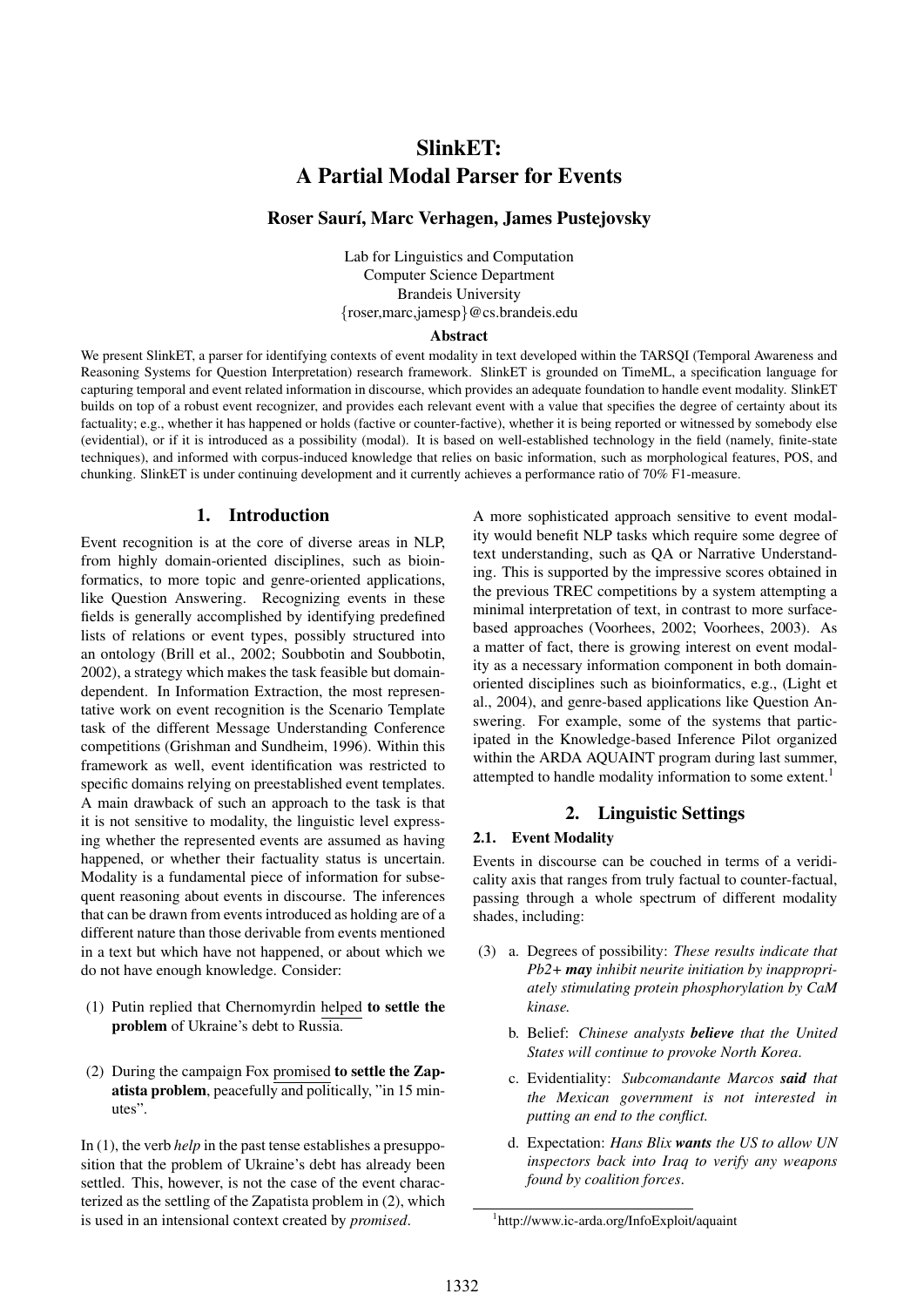# SlinkET:
# A Partial Modal Parser for Events

**Roser Saurí, Marc Verhagen, James Pustejovsky**

Lab for Linguistics and Computation
Computer Science Department
Brandeis University
{roser,marc,jamesp}@cs.brandeis.edu

**Abstract**

We present SlinkET, a parser for identifying contexts of event modality in text developed within the TARSQI (Temporal Awareness and Reasoning Systems for Question Interpretation) research framework. SlinkET is grounded on TimeML, a specification language for capturing temporal and event related information in discourse, which provides an adequate foundation to handle event modality. SlinkET builds on top of a robust event recognizer, and provides each relevant event with a value that specifies the degree of certainty about its factuality; e.g., whether it has happened or holds (factive or counter-factive), whether it is being reported or witnessed by somebody else (evidential), or if it is introduced as a possibility (modal). It is based on well-established technology in the field (namely, finite-state techniques), and informed with corpus-induced knowledge that relies on basic information, such as morphological features, POS, and chunking. SlinkET is under continuing development and it currently achieves a performance ratio of 70% F1-measure.

## 1. Introduction

Event recognition is at the core of diverse areas in NLP, from highly domain-oriented disciplines, such as bioinformatics, to more topic and genre-oriented applications, like Question Answering. Recognizing events in these fields is generally accomplished by identifying predefined lists of relations or event types, possibly structured into an ontology (Brill et al., 2002; Soubbotin and Soubbotin, 2002), a strategy which makes the task feasible but domain-dependent. In Information Extraction, the most representative work on event recognition is the Scenario Template task of the different Message Understanding Conference competitions (Grishman and Sundheim, 1996). Within this framework as well, event identification was restricted to specific domains relying on preestablished event templates. A main drawback of such an approach to the task is that it is not sensitive to modality, the linguistic level expressing whether the represented events are assumed as having happened, or whether their factuality status is uncertain. Modality is a fundamental piece of information for subsequent reasoning about events in discourse. The inferences that can be drawn from events introduced as holding are of a different nature than those derivable from events mentioned in a text but which have not happened, or about which we do not have enough knowledge. Consider:

(1) Putin replied that Chernomyrdin helped **to settle the problem** of Ukraine's debt to Russia.

(2) During the campaign Fox promised **to settle the Zapatista problem**, peacefully and politically, "in 15 minutes".

In (1), the verb *help* in the past tense establishes a presupposition that the problem of Ukraine's debt has already been settled. This, however, is not the case of the event characterized as the settling of the Zapatista problem in (2), which is used in an intensional context created by *promised*.

A more sophisticated approach sensitive to event modality would benefit NLP tasks which require some degree of text understanding, such as QA or Narrative Understanding. This is supported by the impressive scores obtained in the previous TREC competitions by a system attempting a minimal interpretation of text, in contrast to more surface-based approaches (Voorhees, 2002; Voorhees, 2003). As a matter of fact, there is growing interest on event modality as a necessary information component in both domain-oriented disciplines such as bioinformatics, e.g., (Light et al., 2004), and genre-based applications like Question Answering. For example, some of the systems that participated in the Knowledge-based Inference Pilot organized within the ARDA AQUAINT program during last summer, attempted to handle modality information to some extent.[1]

## 2. Linguistic Settings

### 2.1. Event Modality

Events in discourse can be couched in terms of a veridicality axis that ranges from truly factual to counter-factual, passing through a whole spectrum of different modality shades, including:

(3) a. Degrees of possibility: *These results indicate that Pb2+* ***may*** *inhibit neurite initiation by inappropriately stimulating protein phosphorylation by CaM kinase.*

b. Belief: *Chinese analysts* ***believe*** *that the United States will continue to provoke North Korea.*

c. Evidentiality: *Subcomandante Marcos* ***said*** *that the Mexican government is not interested in putting an end to the conflict.*

d. Expectation: *Hans Blix* ***wants*** *the US to allow UN inspectors back into Iraq to verify any weapons found by coalition forces.*

[1] http://www.ic-arda.org/InfoExploit/aquaint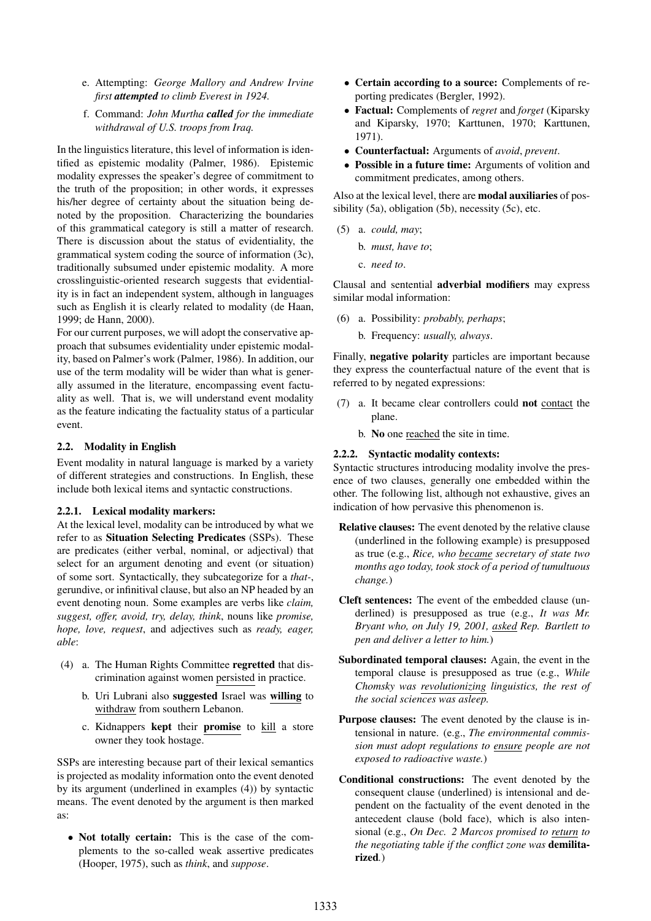e. Attempting: *George Mallory and Andrew Irvine first **attempted** to climb Everest in 1924.*

f. Command: *John Murtha **called** for the immediate withdrawal of U.S. troops from Iraq.*

In the linguistics literature, this level of information is identified as epistemic modality (Palmer, 1986). Epistemic modality expresses the speaker's degree of commitment to the truth of the proposition; in other words, it expresses his/her degree of certainty about the situation being denoted by the proposition. Characterizing the boundaries of this grammatical category is still a matter of research. There is discussion about the status of evidentiality, the grammatical system coding the source of information (3c), traditionally subsumed under epistemic modality. A more crosslinguistic-oriented research suggests that evidentiality is in fact an independent system, although in languages such as English it is clearly related to modality (de Haan, 1999; de Hann, 2000).

For our current purposes, we will adopt the conservative approach that subsumes evidentiality under epistemic modality, based on Palmer's work (Palmer, 1986). In addition, our use of the term modality will be wider than what is generally assumed in the literature, encompassing event factuality as well. That is, we will understand event modality as the feature indicating the factuality status of a particular event.

### 2.2. Modality in English

Event modality in natural language is marked by a variety of different strategies and constructions. In English, these include both lexical items and syntactic constructions.

#### 2.2.1. Lexical modality markers:

At the lexical level, modality can be introduced by what we refer to as **Situation Selecting Predicates** (SSPs). These are predicates (either verbal, nominal, or adjectival) that select for an argument denoting and event (or situation) of some sort. Syntactically, they subcategorize for a *that*-, gerundive, or infinitival clause, but also an NP headed by an event denoting noun. Some examples are verbs like *claim, suggest, offer, avoid, try, delay, think*, nouns like *promise, hope, love, request*, and adjectives such as *ready, eager, able*:

(4) a. The Human Rights Committee **regretted** that discrimination against women <u>persisted</u> in practice.

b. Uri Lubrani also **suggested** Israel was <u>**willing**</u> to <u>withdraw</u> from southern Lebanon.

c. Kidnappers **kept** their <u>**promise**</u> to <u>kill</u> a store owner they took hostage.

SSPs are interesting because part of their lexical semantics is projected as modality information onto the event denoted by its argument (underlined in examples (4)) by syntactic means. The event denoted by the argument is then marked as:

- **Not totally certain:** This is the case of the complements to the so-called weak assertive predicates (Hooper, 1975), such as *think*, and *suppose*.
- **Certain according to a source:** Complements of reporting predicates (Bergler, 1992).
- **Factual:** Complements of *regret* and *forget* (Kiparsky and Kiparsky, 1970; Karttunen, 1970; Karttunen, 1971).
- **Counterfactual:** Arguments of *avoid*, *prevent*.
- **Possible in a future time:** Arguments of volition and commitment predicates, among others.

Also at the lexical level, there are **modal auxiliaries** of possibility (5a), obligation (5b), necessity (5c), etc.

(5) a. *could, may*;

b. *must, have to*;

c. *need to*.

Clausal and sentential **adverbial modifiers** may express similar modal information:

(6) a. Possibility: *probably, perhaps*;

b. Frequency: *usually, always*.

Finally, **negative polarity** particles are important because they express the counterfactual nature of the event that is referred to by negated expressions:

(7) a. It became clear controllers could **not** <u>contact</u> the plane.

b. **No** one <u>reached</u> the site in time.

#### 2.2.2. Syntactic modality contexts:

Syntactic structures introducing modality involve the presence of two clauses, generally one embedded within the other. The following list, although not exhaustive, gives an indication of how pervasive this phenomenon is.

**Relative clauses:** The event denoted by the relative clause (underlined in the following example) is presupposed as true (e.g., *Rice, who <u>became</u> secretary of state two months ago today, took stock of a period of tumultuous change.*)

**Cleft sentences:** The event of the embedded clause (underlined) is presupposed as true (e.g., *It was Mr. Bryant who, on July 19, 2001, <u>asked</u> Rep. Bartlett to pen and deliver a letter to him.*)

**Subordinated temporal clauses:** Again, the event in the temporal clause is presupposed as true (e.g., *While Chomsky was <u>revolutionizing</u> linguistics, the rest of the social sciences was asleep.*

**Purpose clauses:** The event denoted by the clause is intensional in nature. (e.g., *The environmental commission must adopt regulations to <u>ensure</u> people are not exposed to radioactive waste.*)

**Conditional constructions:** The event denoted by the consequent clause (underlined) is intensional and dependent on the factuality of the event denoted in the antecedent clause (bold face), which is also intensional (e.g., *On Dec. 2 Marcos promised to <u>return</u> to the negotiating table if the conflict zone was* **demilitarized**.)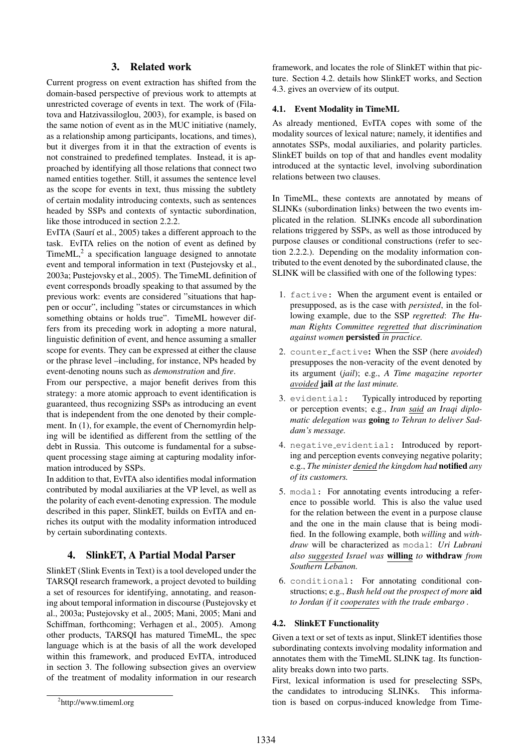## 3. Related work

Current progress on event extraction has shifted from the domain-based perspective of previous work to attempts at unrestricted coverage of events in text. The work of (Filatova and Hatzivassiloglou, 2003), for example, is based on the same notion of event as in the MUC initiative (namely, as a relationship among participants, locations, and times), but it diverges from it in that the extraction of events is not constrained to predefined templates. Instead, it is approached by identifying all those relations that connect two named entities together. Still, it assumes the sentence level as the scope for events in text, thus missing the subtlety of certain modality introducing contexts, such as sentences headed by SSPs and contexts of syntactic subordination, like those introduced in section 2.2.2.

EvITA (Saurí et al., 2005) takes a different approach to the task. EvITA relies on the notion of event as defined by TimeML,[2] a specification language designed to annotate event and temporal information in text (Pustejovsky et al., 2003a; Pustejovsky et al., 2005). The TimeML definition of event corresponds broadly speaking to that assumed by the previous work: events are considered "situations that happen or occur", including "states or circumstances in which something obtains or holds true". TimeML however differs from its preceding work in adopting a more natural, linguistic definition of event, and hence assuming a smaller scope for events. They can be expressed at either the clause or the phrase level –including, for instance, NPs headed by event-denoting nouns such as *demonstration* and *fire*.

From our perspective, a major benefit derives from this strategy: a more atomic approach to event identification is guaranteed, thus recognizing SSPs as introducing an event that is independent from the one denoted by their complement. In (1), for example, the event of Chernomyrdin helping will be identified as different from the settling of the debt in Russia. This outcome is fundamental for a subsequent processing stage aiming at capturing modality information introduced by SSPs.

In addition to that, EvITA also identifies modal information contributed by modal auxiliaries at the VP level, as well as the polarity of each event-denoting expression. The module described in this paper, SlinkET, builds on EvITA and enriches its output with the modality information introduced by certain subordinating contexts.

## 4. SlinkET, A Partial Modal Parser

SlinkET (Slink Events in Text) is a tool developed under the TARSQI research framework, a project devoted to building a set of resources for identifying, annotating, and reasoning about temporal information in discourse (Pustejovsky et al., 2003a; Pustejovsky et al., 2005; Mani, 2005; Mani and Schiffman, forthcoming; Verhagen et al., 2005). Among other products, TARSQI has matured TimeML, the spec language which is at the basis of all the work developed within this framework, and produced EvITA, introduced in section 3. The following subsection gives an overview of the treatment of modality information in our research framework, and locates the role of SlinkET within that picture. Section 4.2. details how SlinkET works, and Section 4.3. gives an overview of its output.

### 4.1. Event Modality in TimeML

As already mentioned, EvITA copes with some of the modality sources of lexical nature; namely, it identifies and annotates SSPs, modal auxiliaries, and polarity particles. SlinkET builds on top of that and handles event modality introduced at the syntactic level, involving subordination relations between two clauses.

In TimeML, these contexts are annotated by means of SLINKs (subordination links) between the two events implicated in the relation. SLINKs encode all subordination relations triggered by SSPs, as well as those introduced by purpose clauses or conditional constructions (refer to section 2.2.2.). Depending on the modality information contributed to the event denoted by the subordinated clause, the SLINK will be classified with one of the following types:

1. `factive`: When the argument event is entailed or presupposed, as is the case with *persisted*, in the following example, due to the SSP *regretted*: *The Human Rights Committee regretted that discrimination against women* **persisted** *in practice.*
2. `counter_factive`: When the SSP (here *avoided*) presupposes the non-veracity of the event denoted by its argument (*jail*); e.g., *A Time magazine reporter avoided* **jail** *at the last minute.*
3. `evidential`: Typically introduced by reporting or perception events; e.g., *Iran said an Iraqi diplomatic delegation was* **going** *to Tehran to deliver Saddam's message.*
4. `negative_evidential`: Introduced by reporting and perception events conveying negative polarity; e.g., *The minister denied the kingdom had* **notified** *any of its customers.*
5. `modal`: For annotating events introducing a reference to possible world. This is also the value used for the relation between the event in a purpose clause and the one in the main clause that is being modified. In the following example, both *willing* and *withdraw* will be characterized as `modal`: *Uri Lubrani also suggested Israel was* **willing** *to* **withdraw** *from Southern Lebanon.*
6. `conditional`: For annotating conditional constructions; e.g., *Bush held out the prospect of more* **aid** *to Jordan if it cooperates with the trade embargo .*

### 4.2. SlinkET Functionality

Given a text or set of texts as input, SlinkET identifies those subordinating contexts involving modality information and annotates them with the TimeML SLINK tag. Its functionality breaks down into two parts.

First, lexical information is used for preselecting SSPs, the candidates to introducing SLINKs. This information is based on corpus-induced knowledge from Time-

[2] http://www.timeml.org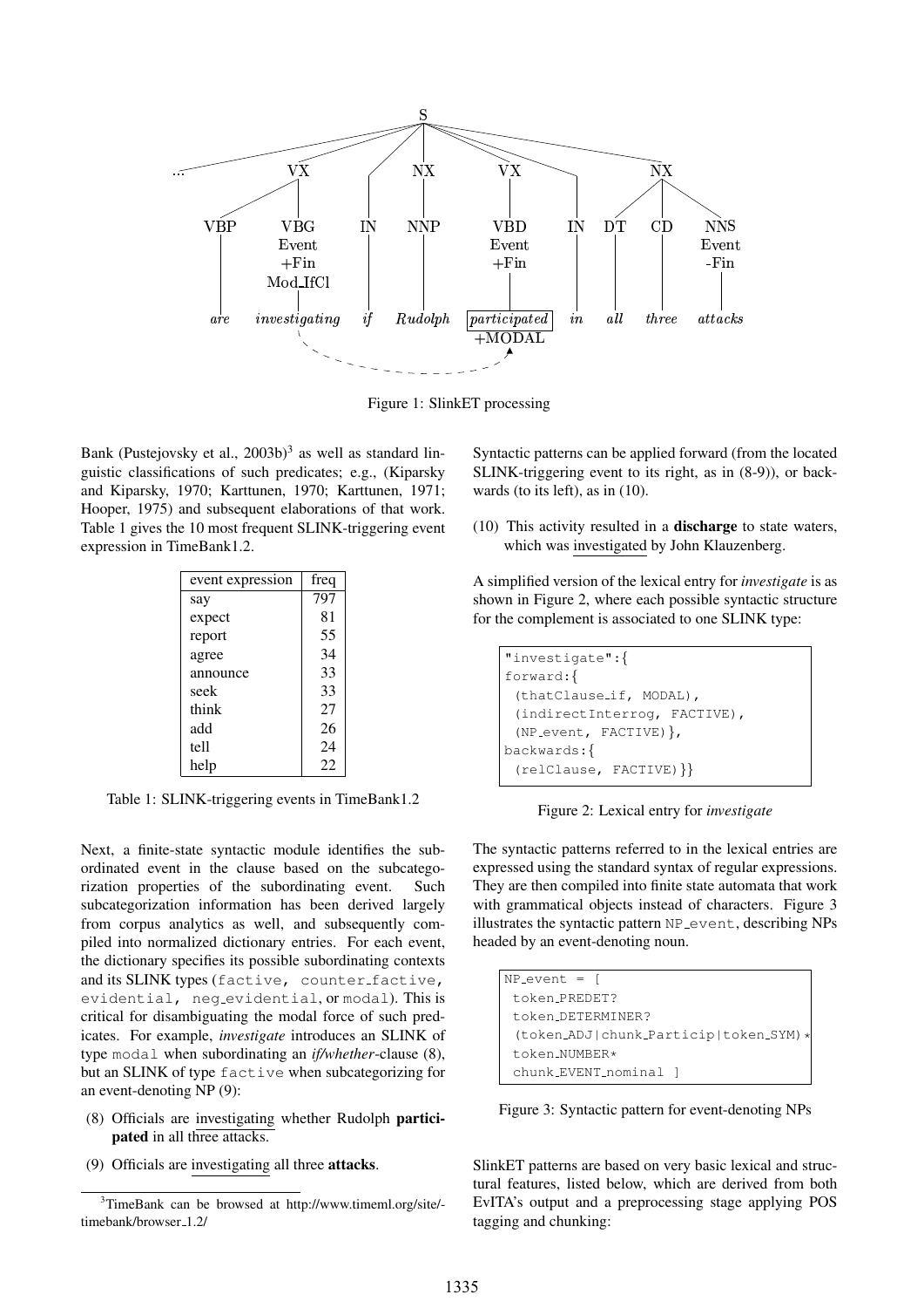Figure 1: SlinkET processing

Bank (Pustejovsky et al., 2003b)[3] as well as standard linguistic classifications of such predicates; e.g., (Kiparsky and Kiparsky, 1970; Karttunen, 1970; Karttunen, 1971; Hooper, 1975) and subsequent elaborations of that work. Table 1 gives the 10 most frequent SLINK-triggering event expression in TimeBank1.2.

| event expression | freq |
|---|---|
| say | 797 |
| expect | 81 |
| report | 55 |
| agree | 34 |
| announce | 33 |
| seek | 33 |
| think | 27 |
| add | 26 |
| tell | 24 |
| help | 22 |

Table 1: SLINK-triggering events in TimeBank1.2

Next, a finite-state syntactic module identifies the subordinated event in the clause based on the subcategorization properties of the subordinating event. Such subcategorization information has been derived largely from corpus analytics as well, and subsequently compiled into normalized dictionary entries. For each event, the dictionary specifies its possible subordinating contexts and its SLINK types (`factive`, `counter_factive`, `evidential`, `neg_evidential`, or `modal`). This is critical for disambiguating the modal force of such predicates. For example, *investigate* introduces an SLINK of type `modal` when subordinating an *if/whether*-clause (8), but an SLINK of type `factive` when subcategorizing for an event-denoting NP (9):

(8) Officials are investigating whether Rudolph **participated** in all three attacks.

(9) Officials are investigating all three **attacks**.

Syntactic patterns can be applied forward (from the located SLINK-triggering event to its right, as in (8-9)), or backwards (to its left), as in (10).

(10) This activity resulted in a **discharge** to state waters, which was investigated by John Klauzenberg.

A simplified version of the lexical entry for *investigate* is as shown in Figure 2, where each possible syntactic structure for the complement is associated to one SLINK type:

```
"investigate":{
forward:{
 (thatClause_if, MODAL),
 (indirectInterrog, FACTIVE),
 (NP_event, FACTIVE)},
backwards:{
 (relClause, FACTIVE)}}
```

Figure 2: Lexical entry for *investigate*

The syntactic patterns referred to in the lexical entries are expressed using the standard syntax of regular expressions. They are then compiled into finite state automata that work with grammatical objects instead of characters. Figure 3 illustrates the syntactic pattern `NP_event`, describing NPs headed by an event-denoting noun.

```
NP_event = [
 token_PREDET?
 token_DETERMINER?
 (token_ADJ|chunk_Particip|token_SYM)*
 token_NUMBER*
 chunk_EVENT_nominal ]
```

Figure 3: Syntactic pattern for event-denoting NPs

SlinkET patterns are based on very basic lexical and structural features, listed below, which are derived from both EvITA's output and a preprocessing stage applying POS tagging and chunking:

[3] TimeBank can be browsed at http://www.timeml.org/site/timebank/browser_1.2/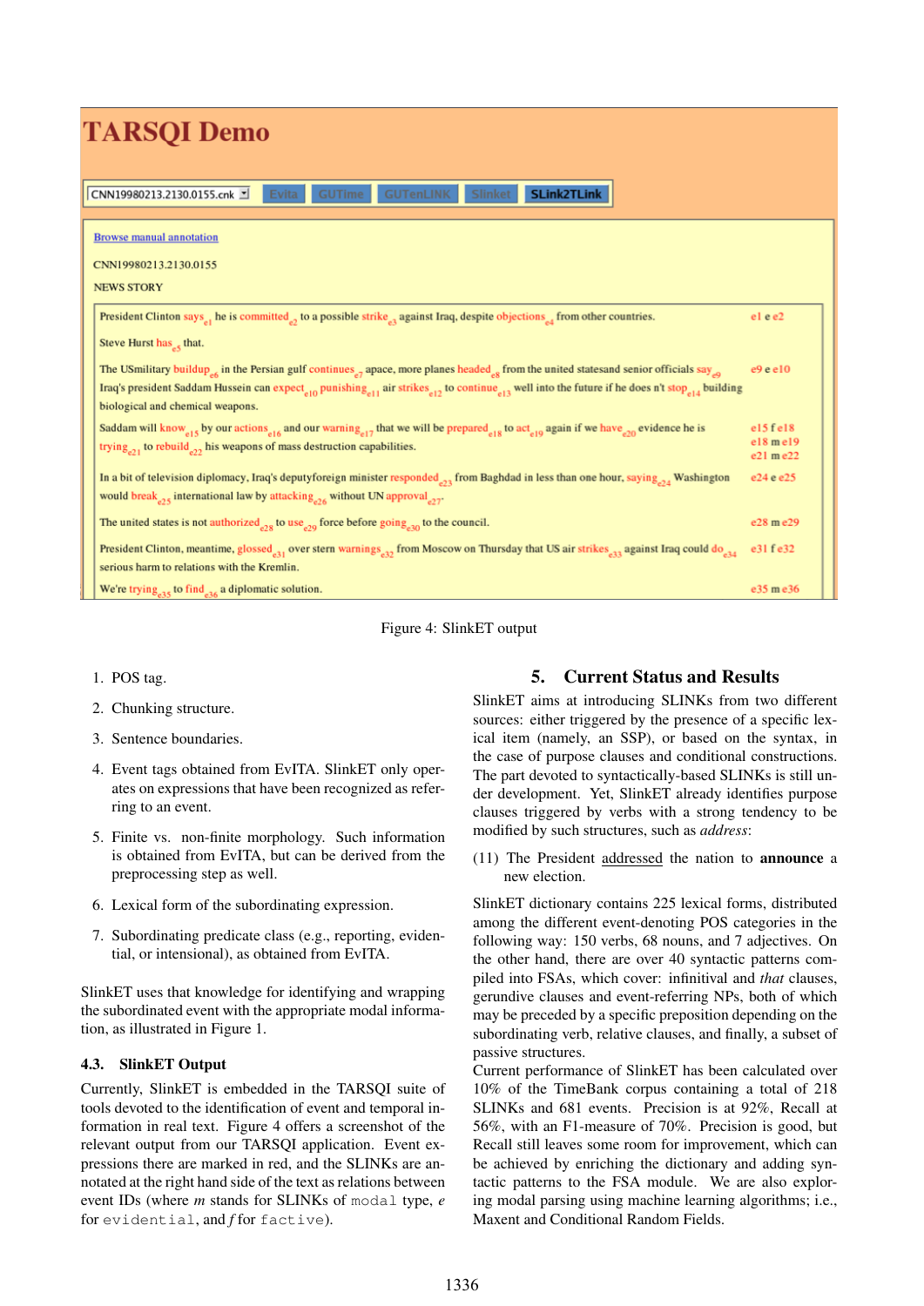Figure 4: SlinkET output

1. POS tag.
2. Chunking structure.
3. Sentence boundaries.
4. Event tags obtained from EvITA. SlinkET only operates on expressions that have been recognized as referring to an event.
5. Finite vs. non-finite morphology. Such information is obtained from EvITA, but can be derived from the preprocessing step as well.
6. Lexical form of the subordinating expression.
7. Subordinating predicate class (e.g., reporting, evidential, or intensional), as obtained from EvITA.

SlinkET uses that knowledge for identifying and wrapping the subordinated event with the appropriate modal information, as illustrated in Figure 1.

### 4.3. SlinkET Output

Currently, SlinkET is embedded in the TARSQI suite of tools devoted to the identification of event and temporal information in real text. Figure 4 offers a screenshot of the relevant output from our TARSQI application. Event expressions there are marked in red, and the SLINKs are annotated at the right hand side of the text as relations between event IDs (where *m* stands for SLINKs of `modal` type, *e* for `evidential`, and *f* for `factive`).

## 5. Current Status and Results

SlinkET aims at introducing SLINKs from two different sources: either triggered by the presence of a specific lexical item (namely, an SSP), or based on the syntax, in the case of purpose clauses and conditional constructions. The part devoted to syntactically-based SLINKs is still under development. Yet, SlinkET already identifies purpose clauses triggered by verbs with a strong tendency to be modified by such structures, such as *address*:

(11) The President <u>addressed</u> the nation to **announce** a new election.

SlinkET dictionary contains 225 lexical forms, distributed among the different event-denoting POS categories in the following way: 150 verbs, 68 nouns, and 7 adjectives. On the other hand, there are over 40 syntactic patterns compiled into FSAs, which cover: infinitival and *that* clauses, gerundive clauses and event-referring NPs, both of which may be preceded by a specific preposition depending on the subordinating verb, relative clauses, and finally, a subset of passive structures.

Current performance of SlinkET has been calculated over 10% of the TimeBank corpus containing a total of 218 SLINKs and 681 events. Precision is at 92%, Recall at 56%, with an F1-measure of 70%. Precision is good, but Recall still leaves some room for improvement, which can be achieved by enriching the dictionary and adding syntactic patterns to the FSA module. We are also exploring modal parsing using machine learning algorithms; i.e., Maxent and Conditional Random Fields.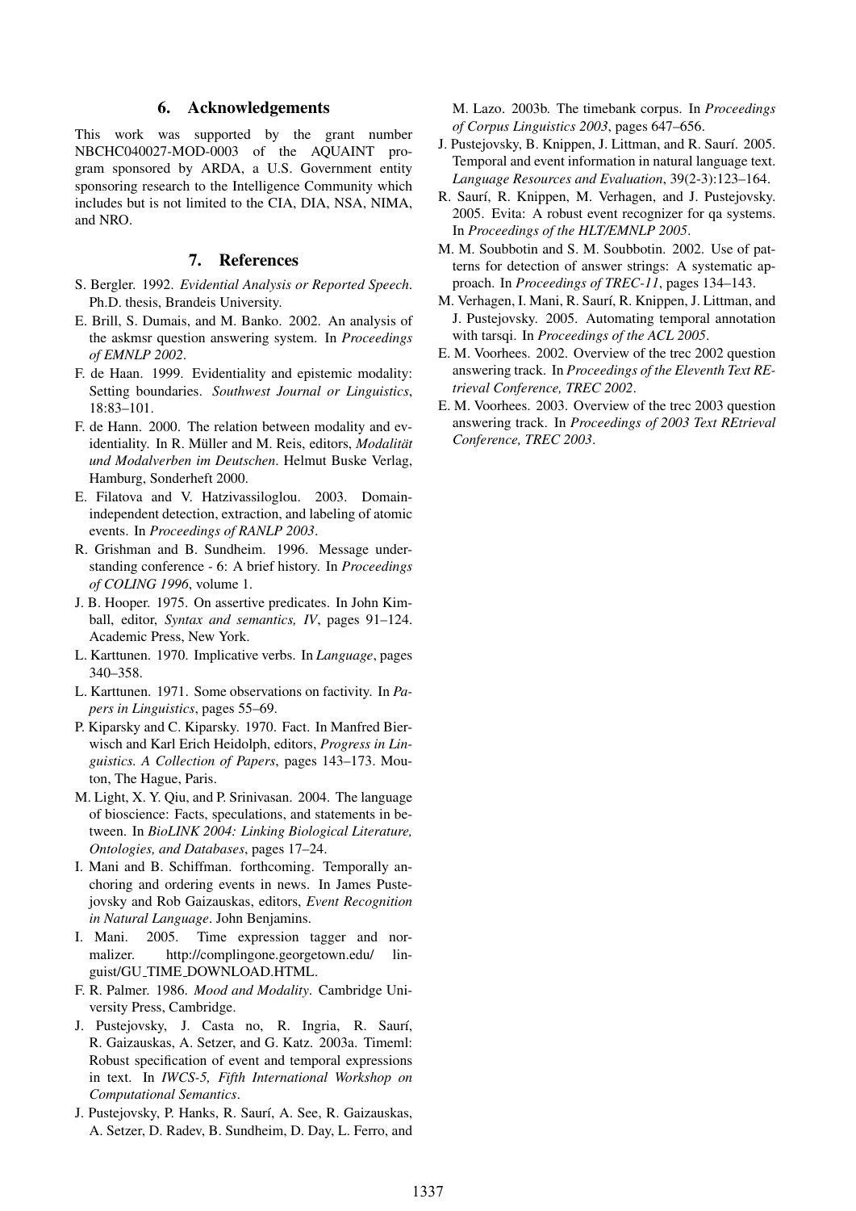## 6. Acknowledgements

This work was supported by the grant number NBCHC040027-MOD-0003 of the AQUAINT program sponsored by ARDA, a U.S. Government entity sponsoring research to the Intelligence Community which includes but is not limited to the CIA, DIA, NSA, NIMA, and NRO.

## 7. References

S. Bergler. 1992. *Evidential Analysis or Reported Speech*. Ph.D. thesis, Brandeis University.

E. Brill, S. Dumais, and M. Banko. 2002. An analysis of the askmsr question answering system. In *Proceedings of EMNLP 2002*.

F. de Haan. 1999. Evidentiality and epistemic modality: Setting boundaries. *Southwest Journal or Linguistics*, 18:83–101.

F. de Hann. 2000. The relation between modality and evidentiality. In R. Müller and M. Reis, editors, *Modalität und Modalverben im Deutschen*. Helmut Buske Verlag, Hamburg, Sonderheft 2000.

E. Filatova and V. Hatzivassiloglou. 2003. Domain-independent detection, extraction, and labeling of atomic events. In *Proceedings of RANLP 2003*.

R. Grishman and B. Sundheim. 1996. Message understanding conference - 6: A brief history. In *Proceedings of COLING 1996*, volume 1.

J. B. Hooper. 1975. On assertive predicates. In John Kimball, editor, *Syntax and semantics, IV*, pages 91–124. Academic Press, New York.

L. Karttunen. 1970. Implicative verbs. In *Language*, pages 340–358.

L. Karttunen. 1971. Some observations on factivity. In *Papers in Linguistics*, pages 55–69.

P. Kiparsky and C. Kiparsky. 1970. Fact. In Manfred Bierwisch and Karl Erich Heidolph, editors, *Progress in Linguistics. A Collection of Papers*, pages 143–173. Mouton, The Hague, Paris.

M. Light, X. Y. Qiu, and P. Srinivasan. 2004. The language of bioscience: Facts, speculations, and statements in between. In *BioLINK 2004: Linking Biological Literature, Ontologies, and Databases*, pages 17–24.

I. Mani and B. Schiffman. forthcoming. Temporally anchoring and ordering events in news. In James Pustejovsky and Rob Gaizauskas, editors, *Event Recognition in Natural Language*. John Benjamins.

I. Mani. 2005. Time expression tagger and normalizer. http://complingone.georgetown.edu/ linguist/GU_TIME_DOWNLOAD.HTML.

F. R. Palmer. 1986. *Mood and Modality*. Cambridge University Press, Cambridge.

J. Pustejovsky, J. Casta no, R. Ingria, R. Saurí, R. Gaizauskas, A. Setzer, and G. Katz. 2003a. Timeml: Robust specification of event and temporal expressions in text. In *IWCS-5, Fifth International Workshop on Computational Semantics*.

J. Pustejovsky, P. Hanks, R. Saurí, A. See, R. Gaizauskas, A. Setzer, D. Radev, B. Sundheim, D. Day, L. Ferro, and M. Lazo. 2003b. The timebank corpus. In *Proceedings of Corpus Linguistics 2003*, pages 647–656.

J. Pustejovsky, B. Knippen, J. Littman, and R. Saurí. 2005. Temporal and event information in natural language text. *Language Resources and Evaluation*, 39(2-3):123–164.

R. Saurí, R. Knippen, M. Verhagen, and J. Pustejovsky. 2005. Evita: A robust event recognizer for qa systems. In *Proceedings of the HLT/EMNLP 2005*.

M. M. Soubbotin and S. M. Soubbotin. 2002. Use of patterns for detection of answer strings: A systematic approach. In *Proceedings of TREC-11*, pages 134–143.

M. Verhagen, I. Mani, R. Saurí, R. Knippen, J. Littman, and J. Pustejovsky. 2005. Automating temporal annotation with tarsqi. In *Proceedings of the ACL 2005*.

E. M. Voorhees. 2002. Overview of the trec 2002 question answering track. In *Proceedings of the Eleventh Text REtrieval Conference, TREC 2002*.

E. M. Voorhees. 2003. Overview of the trec 2003 question answering track. In *Proceedings of 2003 Text REtrieval Conference, TREC 2003*.